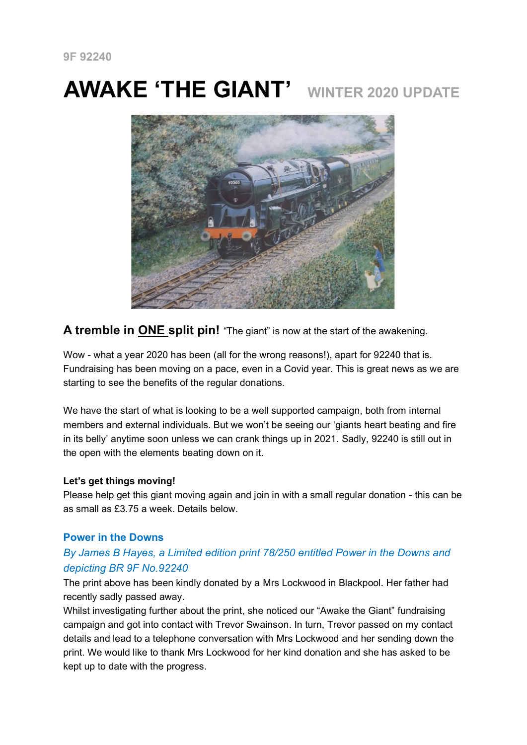9F 92240

# AWAKE 'THE GIANT' WINTER 2020 UPDATE

**A tremble in ONE split pin!** "The giant" is now at the start of the awakening.

Wow - what a year 2020 has been (all for the wrong reasons!), apart for 92240 that is. Fundraising has been moving on a pace, even in a Covid year. This is great news as we are starting to see the benefits of the regular donations.

We have the start of what is looking to be a well supported campaign, both from internal members and external individuals. But we won't be seeing our 'giants heart beating and fire in its belly' anytime soon unless we can crank things up in 2021. Sadly, 92240 is still out in the open with the elements beating down on it.

**Let's get things moving!**

Please help get this giant moving again and join in with a small regular donation - this can be as small as £3.75 a week. Details below.

### Power in the Downs

*By James B Hayes, a Limited edition print 78/250 entitled Power in the Downs and depicting BR 9F No.92240*

The print above has been kindly donated by a Mrs Lockwood in Blackpool. Her father had recently sadly passed away.

Whilst investigating further about the print, she noticed our "Awake the Giant" fundraising campaign and got into contact with Trevor Swainson. In turn, Trevor passed on my contact details and lead to a telephone conversation with Mrs Lockwood and her sending down the print. We would like to thank Mrs Lockwood for her kind donation and she has asked to be kept up to date with the progress.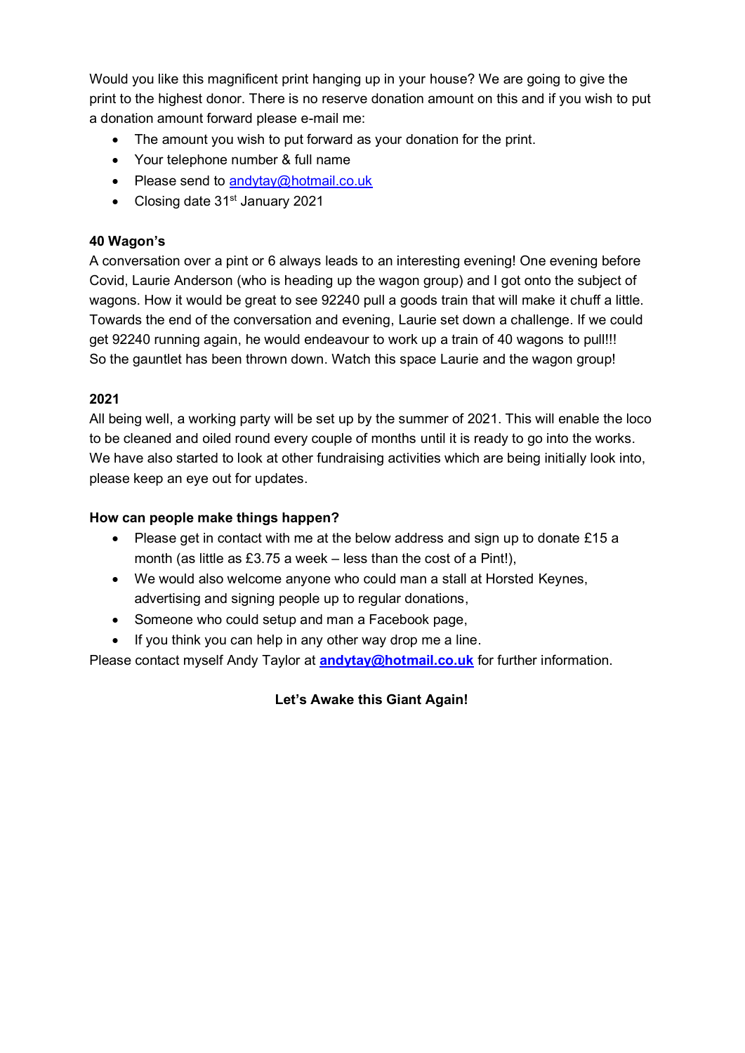Would you like this magnificent print hanging up in your house? We are going to give the print to the highest donor. There is no reserve donation amount on this and if you wish to put a donation amount forward please e-mail me:

- The amount you wish to put forward as your donation for the print.
- Your telephone number & full name
- Please send to andytay@hotmail.co.uk
- Closing date 31st January 2021

**40 Wagon's**

A conversation over a pint or 6 always leads to an interesting evening! One evening before Covid, Laurie Anderson (who is heading up the wagon group) and I got onto the subject of wagons. How it would be great to see 92240 pull a goods train that will make it chuff a little. Towards the end of the conversation and evening, Laurie set down a challenge. If we could get 92240 running again, he would endeavour to work up a train of 40 wagons to pull!!! So the gauntlet has been thrown down. Watch this space Laurie and the wagon group!

**2021**

All being well, a working party will be set up by the summer of 2021. This will enable the loco to be cleaned and oiled round every couple of months until it is ready to go into the works. We have also started to look at other fundraising activities which are being initially look into, please keep an eye out for updates.

**How can people make things happen?**

- Please get in contact with me at the below address and sign up to donate £15 a month (as little as £3.75 a week – less than the cost of a Pint!),
- We would also welcome anyone who could man a stall at Horsted Keynes, advertising and signing people up to regular donations,
- Someone who could setup and man a Facebook page,
- If you think you can help in any other way drop me a line.

Please contact myself Andy Taylor at **andytay@hotmail.co.uk** for further information.

**Let's Awake this Giant Again!**